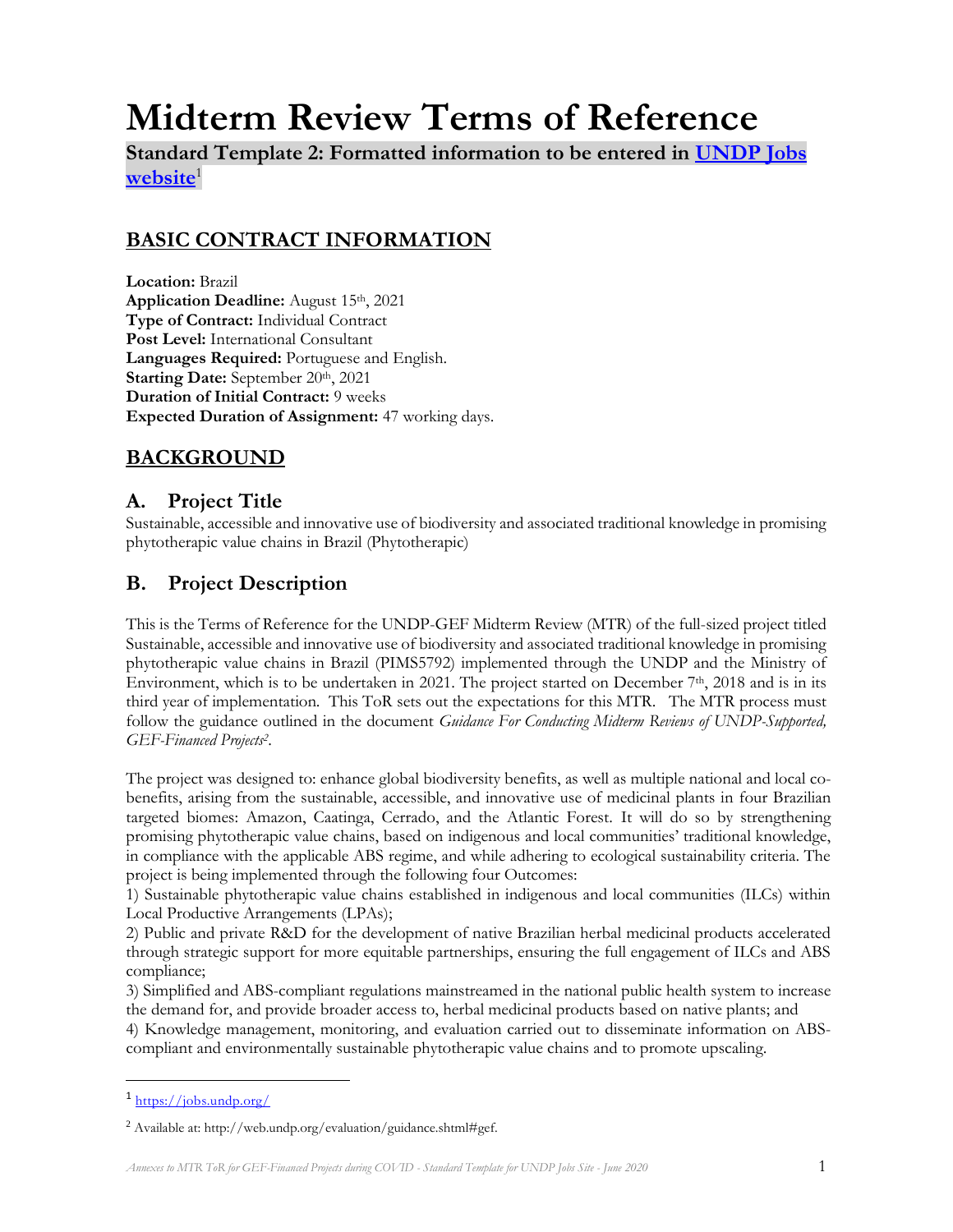# Midterm Review Terms of Reference

**Standard Template 2: Formatted information to be entered in [UNDP Jobs website](https://jobs.undp.org/)[1]**

## BASIC CONTRACT INFORMATION

**Location:** Brazil
**Application Deadline:** August 15th, 2021
**Type of Contract:** Individual Contract
**Post Level:** International Consultant
**Languages Required:** Portuguese and English.
**Starting Date:** September 20th, 2021
**Duration of Initial Contract:** 9 weeks
**Expected Duration of Assignment:** 47 working days.

## BACKGROUND

### A. Project Title

Sustainable, accessible and innovative use of biodiversity and associated traditional knowledge in promising phytotherapic value chains in Brazil (Phytotherapic)

### B. Project Description

This is the Terms of Reference for the UNDP-GEF Midterm Review (MTR) of the full-sized project titled Sustainable, accessible and innovative use of biodiversity and associated traditional knowledge in promising phytotherapic value chains in Brazil (PIMS5792) implemented through the UNDP and the Ministry of Environment, which is to be undertaken in 2021. The project started on December 7th, 2018 and is in its third year of implementation. This ToR sets out the expectations for this MTR. The MTR process must follow the guidance outlined in the document *Guidance For Conducting Midterm Reviews of UNDP-Supported, GEF-Financed Projects*[2].

The project was designed to: enhance global biodiversity benefits, as well as multiple national and local co-benefits, arising from the sustainable, accessible, and innovative use of medicinal plants in four Brazilian targeted biomes: Amazon, Caatinga, Cerrado, and the Atlantic Forest. It will do so by strengthening promising phytotherapic value chains, based on indigenous and local communities' traditional knowledge, in compliance with the applicable ABS regime, and while adhering to ecological sustainability criteria. The project is being implemented through the following four Outcomes:

1) Sustainable phytotherapic value chains established in indigenous and local communities (ILCs) within Local Productive Arrangements (LPAs);
2) Public and private R&D for the development of native Brazilian herbal medicinal products accelerated through strategic support for more equitable partnerships, ensuring the full engagement of ILCs and ABS compliance;
3) Simplified and ABS-compliant regulations mainstreamed in the national public health system to increase the demand for, and provide broader access to, herbal medicinal products based on native plants; and
4) Knowledge management, monitoring, and evaluation carried out to disseminate information on ABS-compliant and environmentally sustainable phytotherapic value chains and to promote upscaling.

---

[1] https://jobs.undp.org/

[2] Available at: http://web.undp.org/evaluation/guidance.shtml#gef.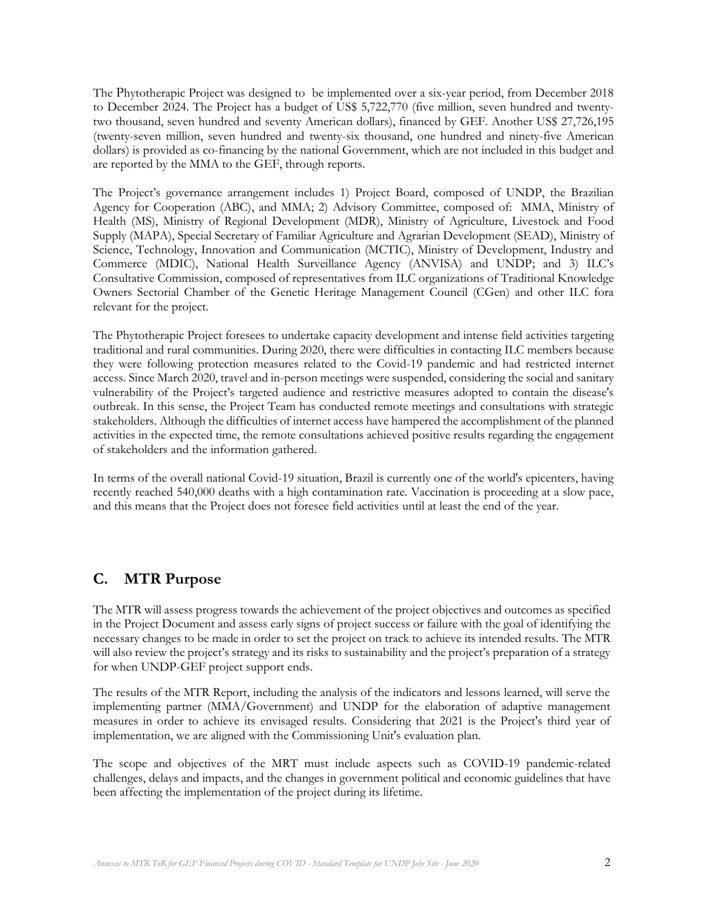The Phytotherapic Project was designed to be implemented over a six-year period, from December 2018 to December 2024. The Project has a budget of US$ 5,722,770 (five million, seven hundred and twenty-two thousand, seven hundred and seventy American dollars), financed by GEF. Another US$ 27,726,195 (twenty-seven million, seven hundred and twenty-six thousand, one hundred and ninety-five American dollars) is provided as co-financing by the national Government, which are not included in this budget and are reported by the MMA to the GEF, through reports.

The Project's governance arrangement includes 1) Project Board, composed of UNDP, the Brazilian Agency for Cooperation (ABC), and MMA; 2) Advisory Committee, composed of: MMA, Ministry of Health (MS), Ministry of Regional Development (MDR), Ministry of Agriculture, Livestock and Food Supply (MAPA), Special Secretary of Familiar Agriculture and Agrarian Development (SEAD), Ministry of Science, Technology, Innovation and Communication (MCTIC), Ministry of Development, Industry and Commerce (MDIC), National Health Surveillance Agency (ANVISA) and UNDP; and 3) ILC's Consultative Commission, composed of representatives from ILC organizations of Traditional Knowledge Owners Sectorial Chamber of the Genetic Heritage Management Council (CGen) and other ILC fora relevant for the project.

The Phytotherapic Project foresees to undertake capacity development and intense field activities targeting traditional and rural communities. During 2020, there were difficulties in contacting ILC members because they were following protection measures related to the Covid-19 pandemic and had restricted internet access. Since March 2020, travel and in-person meetings were suspended, considering the social and sanitary vulnerability of the Project's targeted audience and restrictive measures adopted to contain the disease's outbreak. In this sense, the Project Team has conducted remote meetings and consultations with strategic stakeholders. Although the difficulties of internet access have hampered the accomplishment of the planned activities in the expected time, the remote consultations achieved positive results regarding the engagement of stakeholders and the information gathered.

In terms of the overall national Covid-19 situation, Brazil is currently one of the world's epicenters, having recently reached 540,000 deaths with a high contamination rate. Vaccination is proceeding at a slow pace, and this means that the Project does not foresee field activities until at least the end of the year.

## C. MTR Purpose

The MTR will assess progress towards the achievement of the project objectives and outcomes as specified in the Project Document and assess early signs of project success or failure with the goal of identifying the necessary changes to be made in order to set the project on track to achieve its intended results. The MTR will also review the project's strategy and its risks to sustainability and the project's preparation of a strategy for when UNDP-GEF project support ends.

The results of the MTR Report, including the analysis of the indicators and lessons learned, will serve the implementing partner (MMA/Government) and UNDP for the elaboration of adaptive management measures in order to achieve its envisaged results. Considering that 2021 is the Project's third year of implementation, we are aligned with the Commissioning Unit's evaluation plan.

The scope and objectives of the MRT must include aspects such as COVID-19 pandemic-related challenges, delays and impacts, and the changes in government political and economic guidelines that have been affecting the implementation of the project during its lifetime.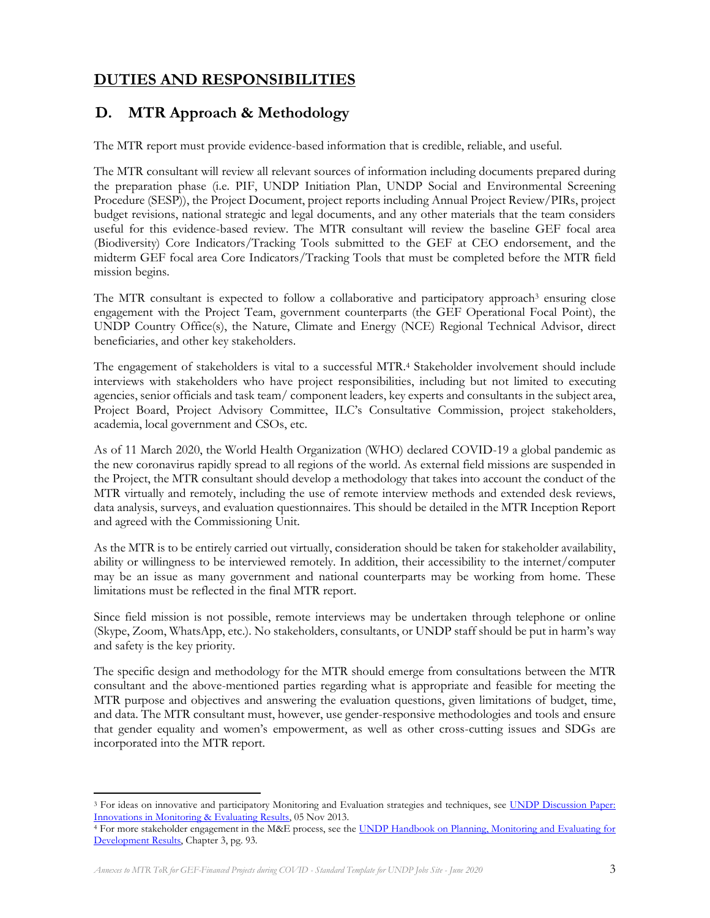## DUTIES AND RESPONSIBILITIES

## D. MTR Approach & Methodology

The MTR report must provide evidence-based information that is credible, reliable, and useful.

The MTR consultant will review all relevant sources of information including documents prepared during the preparation phase (i.e. PIF, UNDP Initiation Plan, UNDP Social and Environmental Screening Procedure (SESP)), the Project Document, project reports including Annual Project Review/PIRs, project budget revisions, national strategic and legal documents, and any other materials that the team considers useful for this evidence-based review. The MTR consultant will review the baseline GEF focal area (Biodiversity) Core Indicators/Tracking Tools submitted to the GEF at CEO endorsement, and the midterm GEF focal area Core Indicators/Tracking Tools that must be completed before the MTR field mission begins.

The MTR consultant is expected to follow a collaborative and participatory approach[3] ensuring close engagement with the Project Team, government counterparts (the GEF Operational Focal Point), the UNDP Country Office(s), the Nature, Climate and Energy (NCE) Regional Technical Advisor, direct beneficiaries, and other key stakeholders.

The engagement of stakeholders is vital to a successful MTR.[4] Stakeholder involvement should include interviews with stakeholders who have project responsibilities, including but not limited to executing agencies, senior officials and task team/ component leaders, key experts and consultants in the subject area, Project Board, Project Advisory Committee, ILC's Consultative Commission, project stakeholders, academia, local government and CSOs, etc.

As of 11 March 2020, the World Health Organization (WHO) declared COVID-19 a global pandemic as the new coronavirus rapidly spread to all regions of the world. As external field missions are suspended in the Project, the MTR consultant should develop a methodology that takes into account the conduct of the MTR virtually and remotely, including the use of remote interview methods and extended desk reviews, data analysis, surveys, and evaluation questionnaires. This should be detailed in the MTR Inception Report and agreed with the Commissioning Unit.

As the MTR is to be entirely carried out virtually, consideration should be taken for stakeholder availability, ability or willingness to be interviewed remotely. In addition, their accessibility to the internet/computer may be an issue as many government and national counterparts may be working from home. These limitations must be reflected in the final MTR report.

Since field mission is not possible, remote interviews may be undertaken through telephone or online (Skype, Zoom, WhatsApp, etc.). No stakeholders, consultants, or UNDP staff should be put in harm's way and safety is the key priority.

The specific design and methodology for the MTR should emerge from consultations between the MTR consultant and the above-mentioned parties regarding what is appropriate and feasible for meeting the MTR purpose and objectives and answering the evaluation questions, given limitations of budget, time, and data. The MTR consultant must, however, use gender-responsive methodologies and tools and ensure that gender equality and women's empowerment, as well as other cross-cutting issues and SDGs are incorporated into the MTR report.

---

[3] For ideas on innovative and participatory Monitoring and Evaluation strategies and techniques, see UNDP Discussion Paper: Innovations in Monitoring & Evaluating Results, 05 Nov 2013.

[4] For more stakeholder engagement in the M&E process, see the UNDP Handbook on Planning, Monitoring and Evaluating for Development Results, Chapter 3, pg. 93.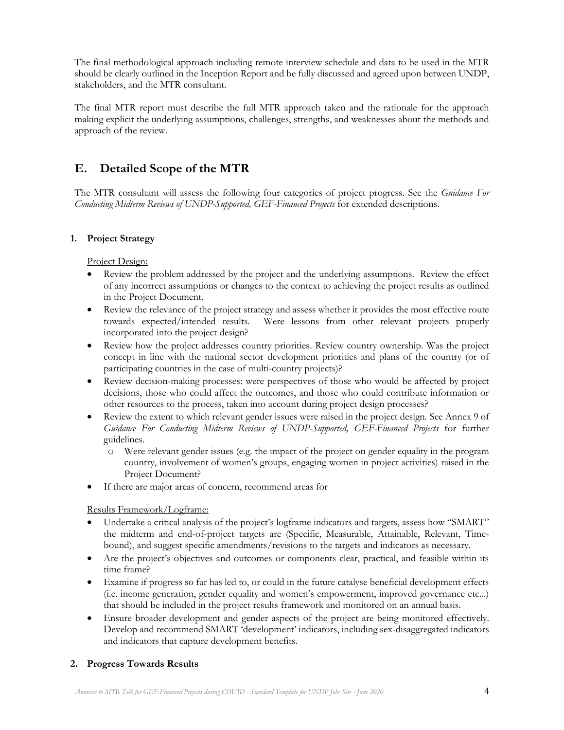The final methodological approach including remote interview schedule and data to be used in the MTR should be clearly outlined in the Inception Report and be fully discussed and agreed upon between UNDP, stakeholders, and the MTR consultant.

The final MTR report must describe the full MTR approach taken and the rationale for the approach making explicit the underlying assumptions, challenges, strengths, and weaknesses about the methods and approach of the review.

## E. Detailed Scope of the MTR

The MTR consultant will assess the following four categories of project progress. See the *Guidance For Conducting Midterm Reviews of UNDP-Supported, GEF-Financed Projects* for extended descriptions.

### 1. Project Strategy

<u>Project Design:</u>

- Review the problem addressed by the project and the underlying assumptions. Review the effect of any incorrect assumptions or changes to the context to achieving the project results as outlined in the Project Document.
- Review the relevance of the project strategy and assess whether it provides the most effective route towards expected/intended results. Were lessons from other relevant projects properly incorporated into the project design?
- Review how the project addresses country priorities. Review country ownership. Was the project concept in line with the national sector development priorities and plans of the country (or of participating countries in the case of multi-country projects)?
- Review decision-making processes: were perspectives of those who would be affected by project decisions, those who could affect the outcomes, and those who could contribute information or other resources to the process, taken into account during project design processes?
- Review the extent to which relevant gender issues were raised in the project design. See Annex 9 of *Guidance For Conducting Midterm Reviews of UNDP-Supported, GEF-Financed Projects* for further guidelines.
  - Were relevant gender issues (e.g. the impact of the project on gender equality in the program country, involvement of women's groups, engaging women in project activities) raised in the Project Document?
- If there are major areas of concern, recommend areas for

<u>Results Framework/Logframe:</u>

- Undertake a critical analysis of the project's logframe indicators and targets, assess how "SMART" the midterm and end-of-project targets are (Specific, Measurable, Attainable, Relevant, Time-bound), and suggest specific amendments/revisions to the targets and indicators as necessary.
- Are the project's objectives and outcomes or components clear, practical, and feasible within its time frame?
- Examine if progress so far has led to, or could in the future catalyse beneficial development effects (i.e. income generation, gender equality and women's empowerment, improved governance etc...) that should be included in the project results framework and monitored on an annual basis.
- Ensure broader development and gender aspects of the project are being monitored effectively. Develop and recommend SMART 'development' indicators, including sex-disaggregated indicators and indicators that capture development benefits.

### 2. Progress Towards Results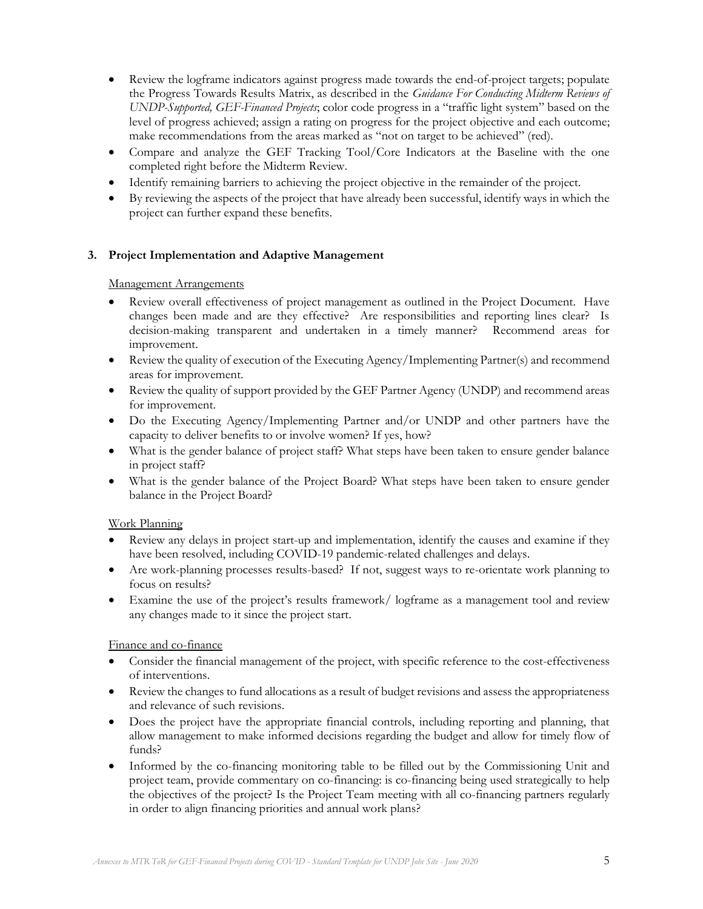- Review the logframe indicators against progress made towards the end-of-project targets; populate the Progress Towards Results Matrix, as described in the *Guidance For Conducting Midterm Reviews of UNDP-Supported, GEF-Financed Projects*; color code progress in a "traffic light system" based on the level of progress achieved; assign a rating on progress for the project objective and each outcome; make recommendations from the areas marked as "not on target to be achieved" (red).
- Compare and analyze the GEF Tracking Tool/Core Indicators at the Baseline with the one completed right before the Midterm Review.
- Identify remaining barriers to achieving the project objective in the remainder of the project.
- By reviewing the aspects of the project that have already been successful, identify ways in which the project can further expand these benefits.

**3. Project Implementation and Adaptive Management**

Management Arrangements

- Review overall effectiveness of project management as outlined in the Project Document. Have changes been made and are they effective? Are responsibilities and reporting lines clear? Is decision-making transparent and undertaken in a timely manner? Recommend areas for improvement.
- Review the quality of execution of the Executing Agency/Implementing Partner(s) and recommend areas for improvement.
- Review the quality of support provided by the GEF Partner Agency (UNDP) and recommend areas for improvement.
- Do the Executing Agency/Implementing Partner and/or UNDP and other partners have the capacity to deliver benefits to or involve women? If yes, how?
- What is the gender balance of project staff? What steps have been taken to ensure gender balance in project staff?
- What is the gender balance of the Project Board? What steps have been taken to ensure gender balance in the Project Board?

Work Planning

- Review any delays in project start-up and implementation, identify the causes and examine if they have been resolved, including COVID-19 pandemic-related challenges and delays.
- Are work-planning processes results-based? If not, suggest ways to re-orientate work planning to focus on results?
- Examine the use of the project's results framework/ logframe as a management tool and review any changes made to it since the project start.

Finance and co-finance

- Consider the financial management of the project, with specific reference to the cost-effectiveness of interventions.
- Review the changes to fund allocations as a result of budget revisions and assess the appropriateness and relevance of such revisions.
- Does the project have the appropriate financial controls, including reporting and planning, that allow management to make informed decisions regarding the budget and allow for timely flow of funds?
- Informed by the co-financing monitoring table to be filled out by the Commissioning Unit and project team, provide commentary on co-financing: is co-financing being used strategically to help the objectives of the project? Is the Project Team meeting with all co-financing partners regularly in order to align financing priorities and annual work plans?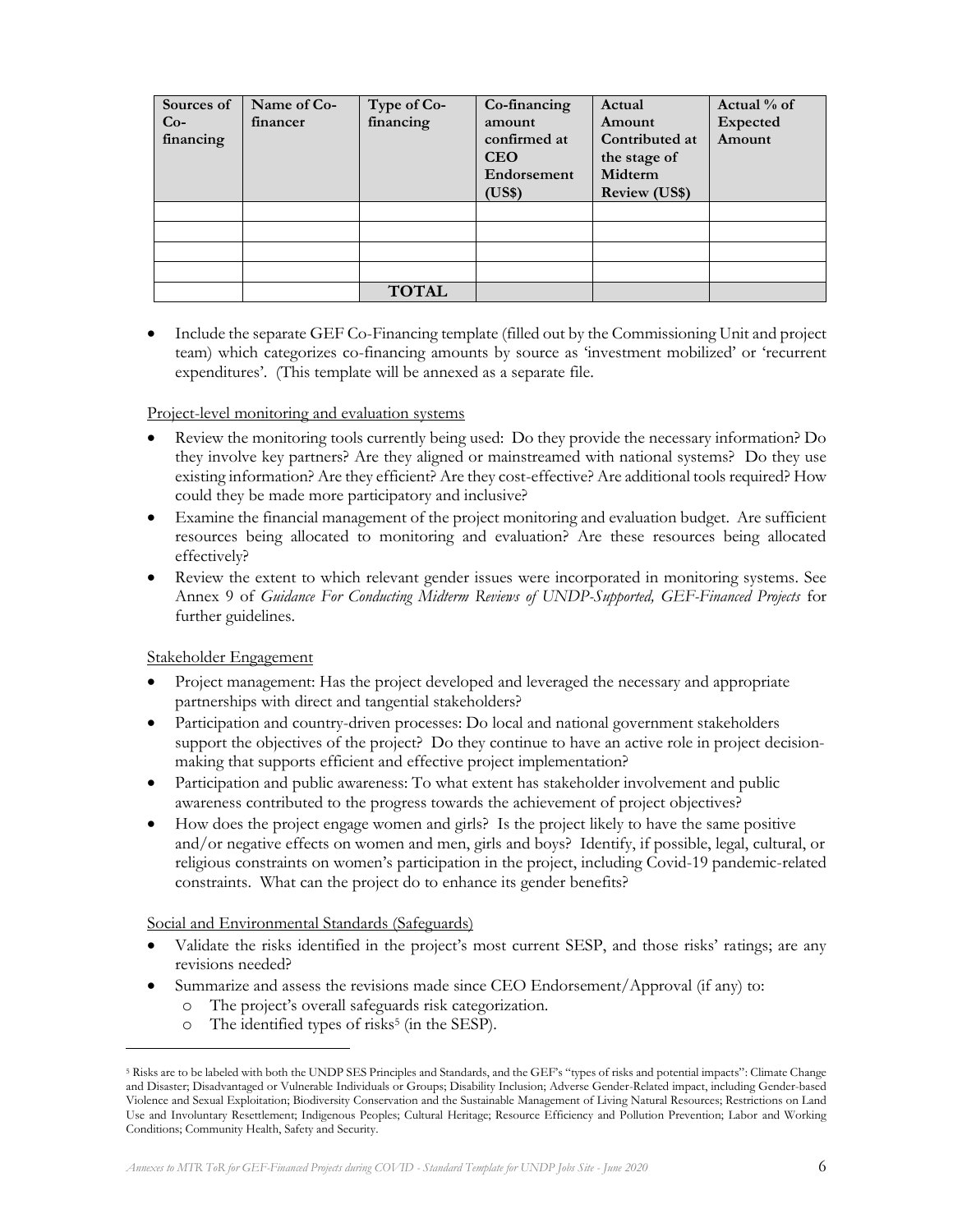| Sources of Co-financing | Name of Co-financer | Type of Co-financing | Co-financing amount confirmed at CEO Endorsement (US$) | Actual Amount Contributed at the stage of Midterm Review (US$) | Actual % of Expected Amount |
|---|---|---|---|---|---|
| | | | | | |
| | | | | | |
| | | | | | |
| | | | | | |
| | | **TOTAL** | | | |

- Include the separate GEF Co-Financing template (filled out by the Commissioning Unit and project team) which categorizes co-financing amounts by source as 'investment mobilized' or 'recurrent expenditures'. (This template will be annexed as a separate file.

Project-level monitoring and evaluation systems

- Review the monitoring tools currently being used: Do they provide the necessary information? Do they involve key partners? Are they aligned or mainstreamed with national systems? Do they use existing information? Are they efficient? Are they cost-effective? Are additional tools required? How could they be made more participatory and inclusive?
- Examine the financial management of the project monitoring and evaluation budget. Are sufficient resources being allocated to monitoring and evaluation? Are these resources being allocated effectively?
- Review the extent to which relevant gender issues were incorporated in monitoring systems. See Annex 9 of *Guidance For Conducting Midterm Reviews of UNDP-Supported, GEF-Financed Projects* for further guidelines.

Stakeholder Engagement

- Project management: Has the project developed and leveraged the necessary and appropriate partnerships with direct and tangential stakeholders?
- Participation and country-driven processes: Do local and national government stakeholders support the objectives of the project? Do they continue to have an active role in project decision-making that supports efficient and effective project implementation?
- Participation and public awareness: To what extent has stakeholder involvement and public awareness contributed to the progress towards the achievement of project objectives?
- How does the project engage women and girls? Is the project likely to have the same positive and/or negative effects on women and men, girls and boys? Identify, if possible, legal, cultural, or religious constraints on women's participation in the project, including Covid-19 pandemic-related constraints. What can the project do to enhance its gender benefits?

Social and Environmental Standards (Safeguards)

- Validate the risks identified in the project's most current SESP, and those risks' ratings; are any revisions needed?
- Summarize and assess the revisions made since CEO Endorsement/Approval (if any) to:
  - The project's overall safeguards risk categorization.
  - The identified types of risks[5] (in the SESP).

[5] Risks are to be labeled with both the UNDP SES Principles and Standards, and the GEF's "types of risks and potential impacts": Climate Change and Disaster; Disadvantaged or Vulnerable Individuals or Groups; Disability Inclusion; Adverse Gender-Related impact, including Gender-based Violence and Sexual Exploitation; Biodiversity Conservation and the Sustainable Management of Living Natural Resources; Restrictions on Land Use and Involuntary Resettlement; Indigenous Peoples; Cultural Heritage; Resource Efficiency and Pollution Prevention; Labor and Working Conditions; Community Health, Safety and Security.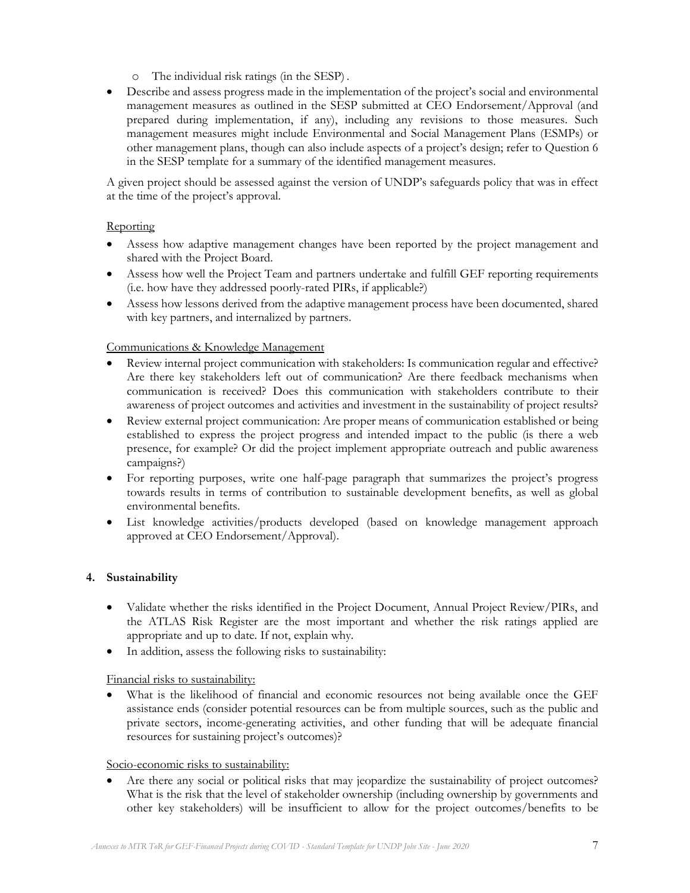- The individual risk ratings (in the SESP) .
- Describe and assess progress made in the implementation of the project's social and environmental management measures as outlined in the SESP submitted at CEO Endorsement/Approval (and prepared during implementation, if any), including any revisions to those measures. Such management measures might include Environmental and Social Management Plans (ESMPs) or other management plans, though can also include aspects of a project's design; refer to Question 6 in the SESP template for a summary of the identified management measures.

A given project should be assessed against the version of UNDP's safeguards policy that was in effect at the time of the project's approval.

Reporting

- Assess how adaptive management changes have been reported by the project management and shared with the Project Board.
- Assess how well the Project Team and partners undertake and fulfill GEF reporting requirements (i.e. how have they addressed poorly-rated PIRs, if applicable?)
- Assess how lessons derived from the adaptive management process have been documented, shared with key partners, and internalized by partners.

Communications & Knowledge Management

- Review internal project communication with stakeholders: Is communication regular and effective? Are there key stakeholders left out of communication? Are there feedback mechanisms when communication is received? Does this communication with stakeholders contribute to their awareness of project outcomes and activities and investment in the sustainability of project results?
- Review external project communication: Are proper means of communication established or being established to express the project progress and intended impact to the public (is there a web presence, for example? Or did the project implement appropriate outreach and public awareness campaigns?)
- For reporting purposes, write one half-page paragraph that summarizes the project's progress towards results in terms of contribution to sustainable development benefits, as well as global environmental benefits.
- List knowledge activities/products developed (based on knowledge management approach approved at CEO Endorsement/Approval).

**4. Sustainability**

- Validate whether the risks identified in the Project Document, Annual Project Review/PIRs, and the ATLAS Risk Register are the most important and whether the risk ratings applied are appropriate and up to date. If not, explain why.
- In addition, assess the following risks to sustainability:

Financial risks to sustainability:

- What is the likelihood of financial and economic resources not being available once the GEF assistance ends (consider potential resources can be from multiple sources, such as the public and private sectors, income-generating activities, and other funding that will be adequate financial resources for sustaining project's outcomes)?

Socio-economic risks to sustainability:

- Are there any social or political risks that may jeopardize the sustainability of project outcomes? What is the risk that the level of stakeholder ownership (including ownership by governments and other key stakeholders) will be insufficient to allow for the project outcomes/benefits to be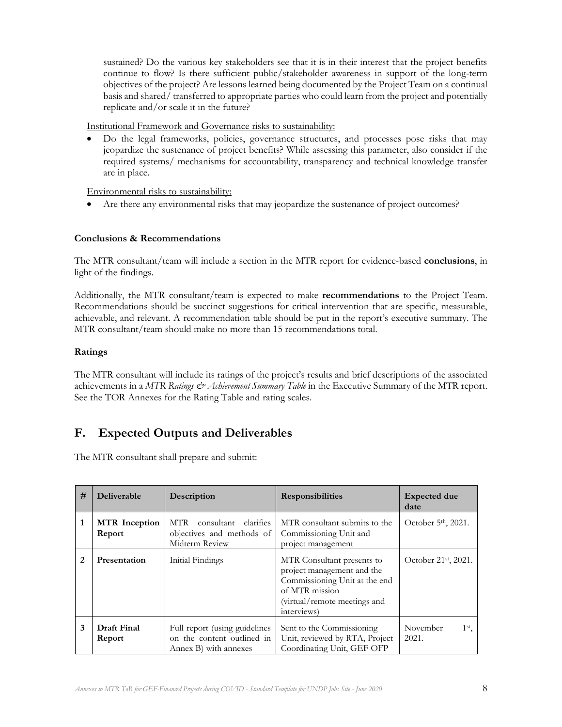sustained? Do the various key stakeholders see that it is in their interest that the project benefits continue to flow? Is there sufficient public/stakeholder awareness in support of the long-term objectives of the project? Are lessons learned being documented by the Project Team on a continual basis and shared/ transferred to appropriate parties who could learn from the project and potentially replicate and/or scale it in the future?

Institutional Framework and Governance risks to sustainability:

- Do the legal frameworks, policies, governance structures, and processes pose risks that may jeopardize the sustenance of project benefits? While assessing this parameter, also consider if the required systems/ mechanisms for accountability, transparency and technical knowledge transfer are in place.

Environmental risks to sustainability:

- Are there any environmental risks that may jeopardize the sustenance of project outcomes?

**Conclusions & Recommendations**

The MTR consultant/team will include a section in the MTR report for evidence-based **conclusions**, in light of the findings.

Additionally, the MTR consultant/team is expected to make **recommendations** to the Project Team. Recommendations should be succinct suggestions for critical intervention that are specific, measurable, achievable, and relevant. A recommendation table should be put in the report's executive summary. The MTR consultant/team should make no more than 15 recommendations total.

**Ratings**

The MTR consultant will include its ratings of the project's results and brief descriptions of the associated achievements in a *MTR Ratings & Achievement Summary Table* in the Executive Summary of the MTR report. See the TOR Annexes for the Rating Table and rating scales.

## F. Expected Outputs and Deliverables

The MTR consultant shall prepare and submit:

| # | Deliverable | Description | Responsibilities | Expected due date |
|---|---|---|---|---|
| 1 | **MTR Inception Report** | MTR consultant clarifies objectives and methods of Midterm Review | MTR consultant submits to the Commissioning Unit and project management | October 5th, 2021. |
| 2 | **Presentation** | Initial Findings | MTR Consultant presents to project management and the Commissioning Unit at the end of MTR mission (virtual/remote meetings and interviews) | October 21st, 2021. |
| 3 | **Draft Final Report** | Full report (using guidelines on the content outlined in Annex B) with annexes | Sent to the Commissioning Unit, reviewed by RTA, Project Coordinating Unit, GEF OFP | November 1st, 2021. |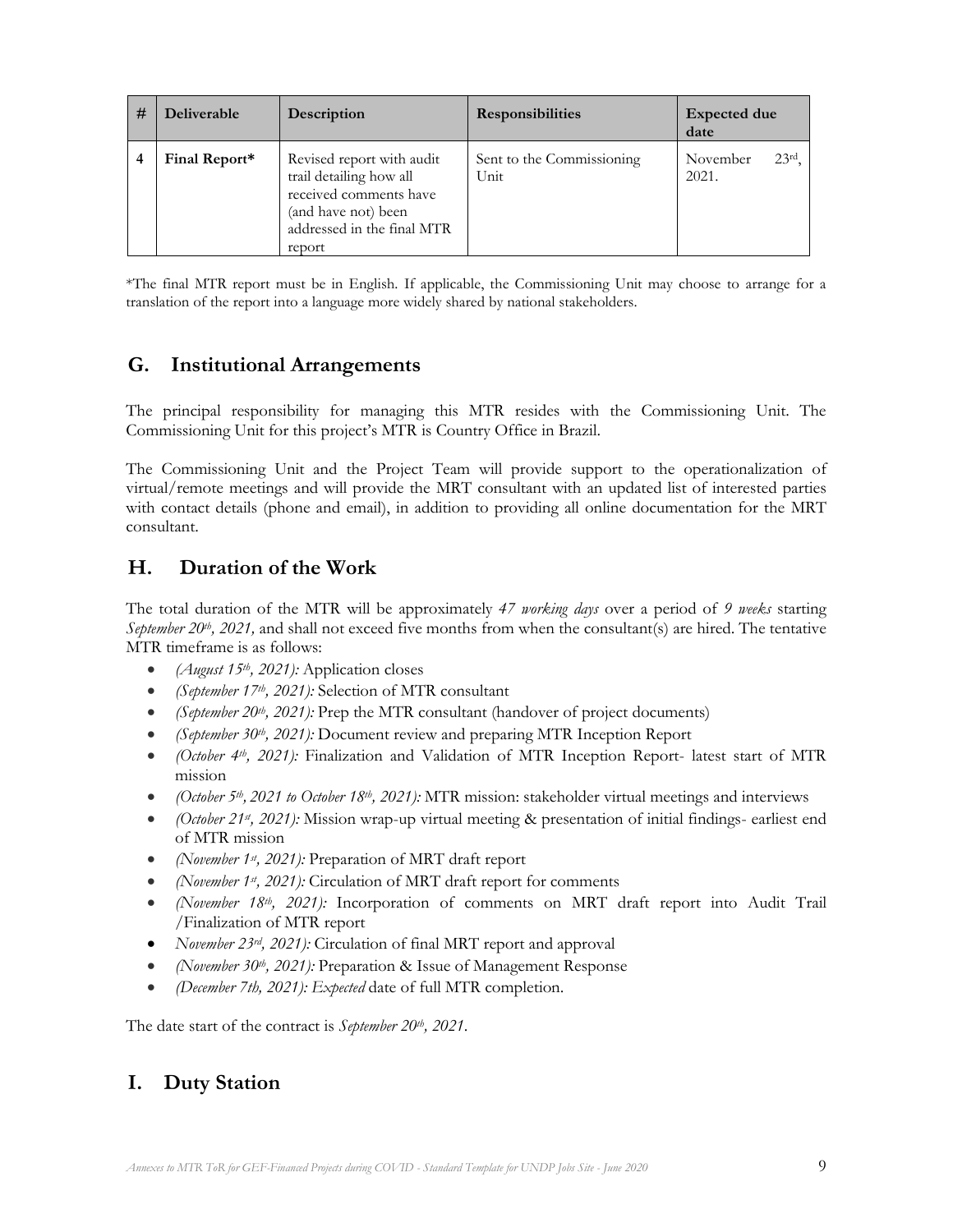| # | Deliverable | Description | Responsibilities | Expected due date |
|---|---|---|---|---|
| 4 | **Final Report*** | Revised report with audit trail detailing how all received comments have (and have not) been addressed in the final MTR report | Sent to the Commissioning Unit | November 23rd, 2021. |

*The final MTR report must be in English. If applicable, the Commissioning Unit may choose to arrange for a translation of the report into a language more widely shared by national stakeholders.

## G. Institutional Arrangements

The principal responsibility for managing this MTR resides with the Commissioning Unit. The Commissioning Unit for this project's MTR is Country Office in Brazil.

The Commissioning Unit and the Project Team will provide support to the operationalization of virtual/remote meetings and will provide the MRT consultant with an updated list of interested parties with contact details (phone and email), in addition to providing all online documentation for the MRT consultant.

## H. Duration of the Work

The total duration of the MTR will be approximately *47 working days* over a period of *9 weeks* starting *September 20th, 2021,* and shall not exceed five months from when the consultant(s) are hired. The tentative MTR timeframe is as follows:

- *(August 15th, 2021):* Application closes
- *(September 17th, 2021):* Selection of MTR consultant
- *(September 20th, 2021):* Prep the MTR consultant (handover of project documents)
- *(September 30th, 2021):* Document review and preparing MTR Inception Report
- *(October 4th, 2021):* Finalization and Validation of MTR Inception Report- latest start of MTR mission
- *(October 5th, 2021 to October 18th, 2021):* MTR mission: stakeholder virtual meetings and interviews
- *(October 21st, 2021):* Mission wrap-up virtual meeting & presentation of initial findings- earliest end of MTR mission
- *(November 1st, 2021):* Preparation of MRT draft report
- *(November 1st, 2021):* Circulation of MRT draft report for comments
- *(November 18th, 2021):* Incorporation of comments on MRT draft report into Audit Trail /Finalization of MTR report
- *November 23rd, 2021):* Circulation of final MRT report and approval
- *(November 30th, 2021):* Preparation & Issue of Management Response
- *(December 7th, 2021): Expected* date of full MTR completion.

The date start of the contract is *September 20th, 2021.*

## I. Duty Station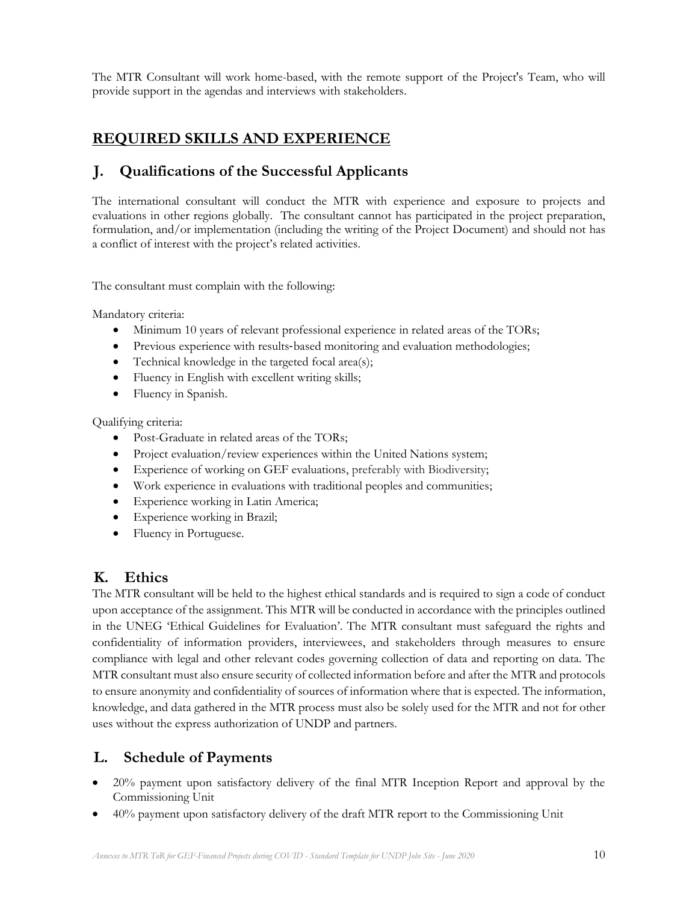The MTR Consultant will work home-based, with the remote support of the Project's Team, who will provide support in the agendas and interviews with stakeholders.

# REQUIRED SKILLS AND EXPERIENCE

## J. Qualifications of the Successful Applicants

The international consultant will conduct the MTR with experience and exposure to projects and evaluations in other regions globally. The consultant cannot has participated in the project preparation, formulation, and/or implementation (including the writing of the Project Document) and should not has a conflict of interest with the project's related activities.

The consultant must complain with the following:

Mandatory criteria:

- Minimum 10 years of relevant professional experience in related areas of the TORs;
- Previous experience with results-based monitoring and evaluation methodologies;
- Technical knowledge in the targeted focal area(s);
- Fluency in English with excellent writing skills;
- Fluency in Spanish.

Qualifying criteria:

- Post-Graduate in related areas of the TORs;
- Project evaluation/review experiences within the United Nations system;
- Experience of working on GEF evaluations, preferably with Biodiversity;
- Work experience in evaluations with traditional peoples and communities;
- Experience working in Latin America;
- Experience working in Brazil;
- Fluency in Portuguese.

## K. Ethics

The MTR consultant will be held to the highest ethical standards and is required to sign a code of conduct upon acceptance of the assignment. This MTR will be conducted in accordance with the principles outlined in the UNEG 'Ethical Guidelines for Evaluation'. The MTR consultant must safeguard the rights and confidentiality of information providers, interviewees, and stakeholders through measures to ensure compliance with legal and other relevant codes governing collection of data and reporting on data. The MTR consultant must also ensure security of collected information before and after the MTR and protocols to ensure anonymity and confidentiality of sources of information where that is expected. The information, knowledge, and data gathered in the MTR process must also be solely used for the MTR and not for other uses without the express authorization of UNDP and partners.

## L. Schedule of Payments

- 20% payment upon satisfactory delivery of the final MTR Inception Report and approval by the Commissioning Unit
- 40% payment upon satisfactory delivery of the draft MTR report to the Commissioning Unit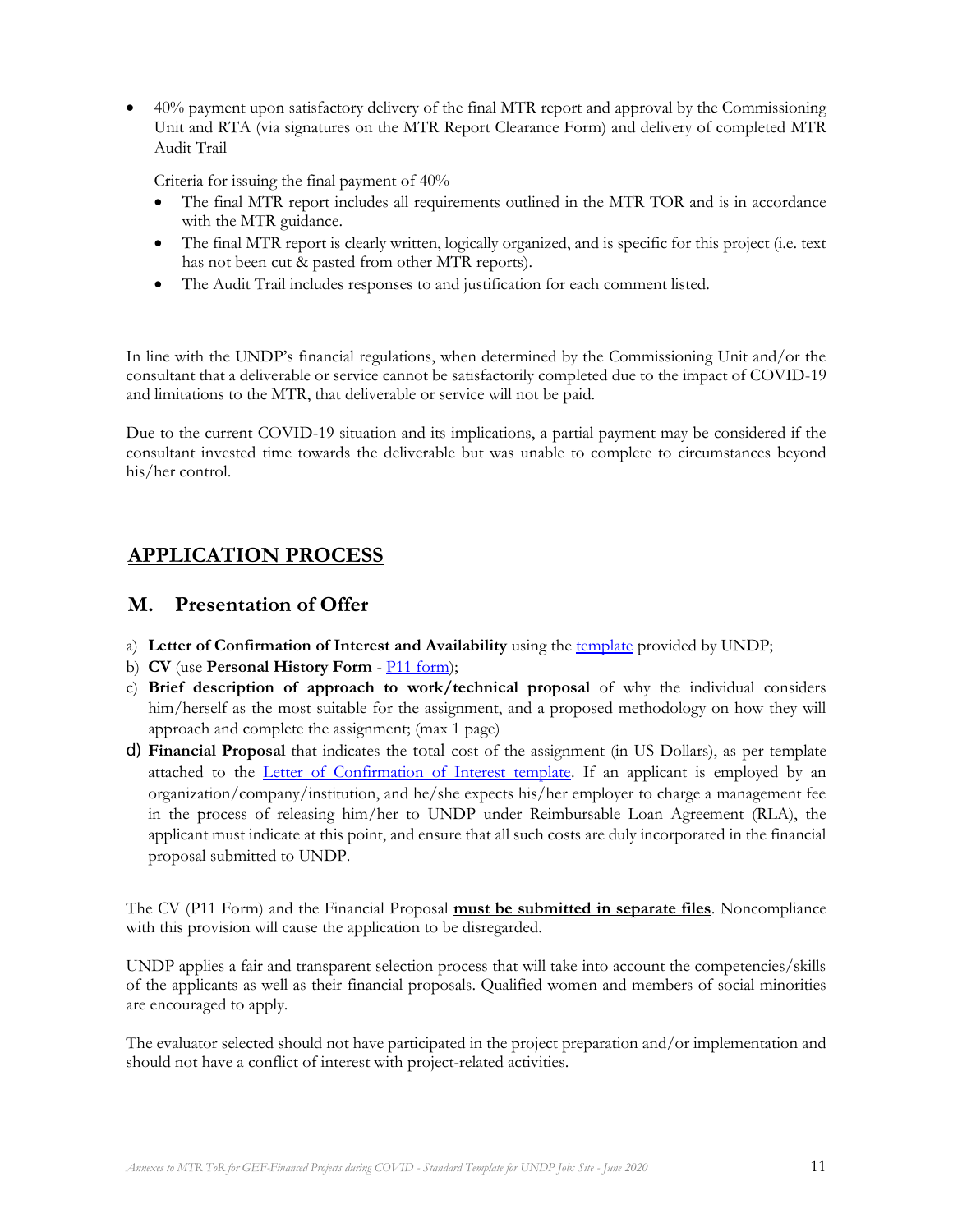- 40% payment upon satisfactory delivery of the final MTR report and approval by the Commissioning Unit and RTA (via signatures on the MTR Report Clearance Form) and delivery of completed MTR Audit Trail

  Criteria for issuing the final payment of 40%
  - The final MTR report includes all requirements outlined in the MTR TOR and is in accordance with the MTR guidance.
  - The final MTR report is clearly written, logically organized, and is specific for this project (i.e. text has not been cut & pasted from other MTR reports).
  - The Audit Trail includes responses to and justification for each comment listed.

In line with the UNDP's financial regulations, when determined by the Commissioning Unit and/or the consultant that a deliverable or service cannot be satisfactorily completed due to the impact of COVID-19 and limitations to the MTR, that deliverable or service will not be paid.

Due to the current COVID-19 situation and its implications, a partial payment may be considered if the consultant invested time towards the deliverable but was unable to complete to circumstances beyond his/her control.

## APPLICATION PROCESS

### M. Presentation of Offer

a) **Letter of Confirmation of Interest and Availability** using the template provided by UNDP;
b) **CV** (use **Personal History Form** - P11 form);
c) **Brief description of approach to work/technical proposal** of why the individual considers him/herself as the most suitable for the assignment, and a proposed methodology on how they will approach and complete the assignment; (max 1 page)
d) **Financial Proposal** that indicates the total cost of the assignment (in US Dollars), as per template attached to the Letter of Confirmation of Interest template. If an applicant is employed by an organization/company/institution, and he/she expects his/her employer to charge a management fee in the process of releasing him/her to UNDP under Reimbursable Loan Agreement (RLA), the applicant must indicate at this point, and ensure that all such costs are duly incorporated in the financial proposal submitted to UNDP.

The CV (P11 Form) and the Financial Proposal **must be submitted in separate files**. Noncompliance with this provision will cause the application to be disregarded.

UNDP applies a fair and transparent selection process that will take into account the competencies/skills of the applicants as well as their financial proposals. Qualified women and members of social minorities are encouraged to apply.

The evaluator selected should not have participated in the project preparation and/or implementation and should not have a conflict of interest with project-related activities.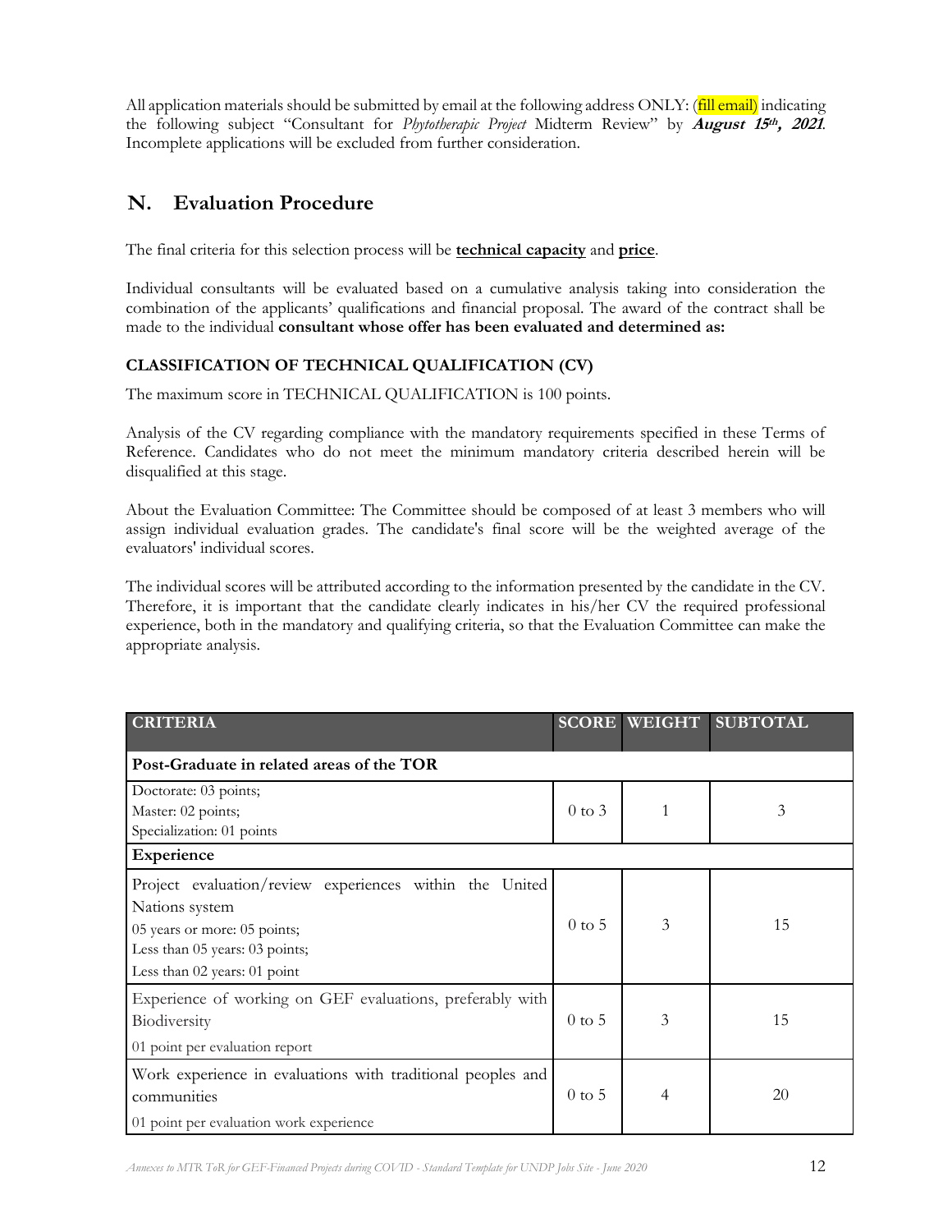All application materials should be submitted by email at the following address ONLY: (fill email) indicating the following subject "Consultant for *Phytotherapic Project* Midterm Review" by ***August 15th, 2021***. Incomplete applications will be excluded from further consideration.

## N. Evaluation Procedure

The final criteria for this selection process will be **technical capacity** and **price**.

Individual consultants will be evaluated based on a cumulative analysis taking into consideration the combination of the applicants' qualifications and financial proposal. The award of the contract shall be made to the individual **consultant whose offer has been evaluated and determined as:**

**CLASSIFICATION OF TECHNICAL QUALIFICATION (CV)**

The maximum score in TECHNICAL QUALIFICATION is 100 points.

Analysis of the CV regarding compliance with the mandatory requirements specified in these Terms of Reference. Candidates who do not meet the minimum mandatory criteria described herein will be disqualified at this stage.

About the Evaluation Committee: The Committee should be composed of at least 3 members who will assign individual evaluation grades. The candidate's final score will be the weighted average of the evaluators' individual scores.

The individual scores will be attributed according to the information presented by the candidate in the CV. Therefore, it is important that the candidate clearly indicates in his/her CV the required professional experience, both in the mandatory and qualifying criteria, so that the Evaluation Committee can make the appropriate analysis.

| CRITERIA | SCORE | WEIGHT | SUBTOTAL |
|---|---|---|---|
| **Post-Graduate in related areas of the TOR** | | | |
| Doctorate: 03 points;<br>Master: 02 points;<br>Specialization: 01 points | 0 to 3 | 1 | 3 |
| **Experience** | | | |
| Project evaluation/review experiences within the United Nations system<br>05 years or more: 05 points;<br>Less than 05 years: 03 points;<br>Less than 02 years: 01 point | 0 to 5 | 3 | 15 |
| Experience of working on GEF evaluations, preferably with Biodiversity<br>01 point per evaluation report | 0 to 5 | 3 | 15 |
| Work experience in evaluations with traditional peoples and communities<br>01 point per evaluation work experience | 0 to 5 | 4 | 20 |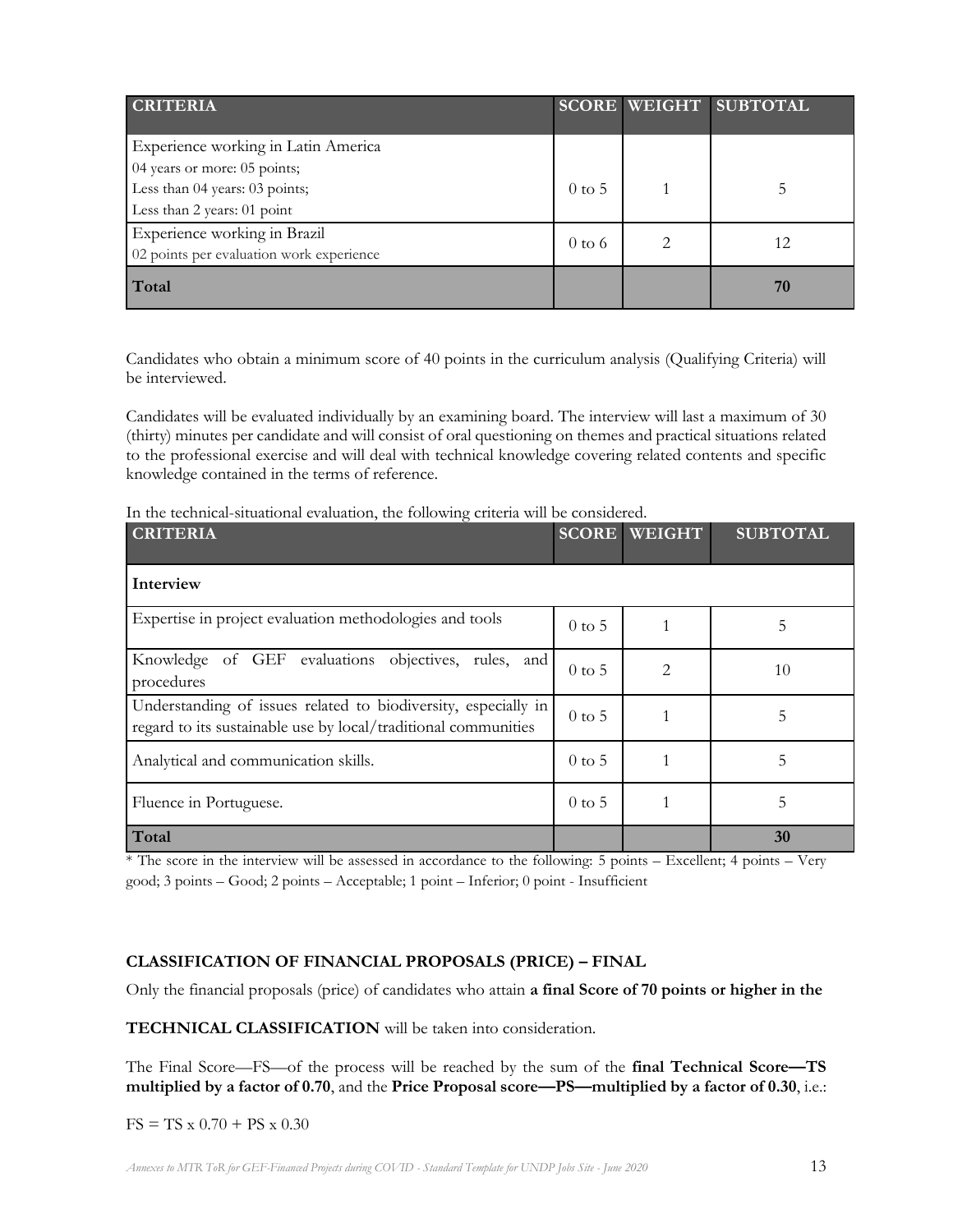| CRITERIA | SCORE | WEIGHT | SUBTOTAL |
|---|---|---|---|
| Experience working in Latin America<br>04 years or more: 05 points;<br>Less than 04 years: 03 points;<br>Less than 2 years: 01 point | 0 to 5 | 1 | 5 |
| Experience working in Brazil<br>02 points per evaluation work experience | 0 to 6 | 2 | 12 |
| **Total** | | | **70** |

Candidates who obtain a minimum score of 40 points in the curriculum analysis (Qualifying Criteria) will be interviewed.

Candidates will be evaluated individually by an examining board. The interview will last a maximum of 30 (thirty) minutes per candidate and will consist of oral questioning on themes and practical situations related to the professional exercise and will deal with technical knowledge covering related contents and specific knowledge contained in the terms of reference.

In the technical-situational evaluation, the following criteria will be considered.

| CRITERIA | SCORE | WEIGHT | SUBTOTAL |
|---|---|---|---|
| **Interview** | | | |
| Expertise in project evaluation methodologies and tools | 0 to 5 | 1 | 5 |
| Knowledge of GEF evaluations objectives, rules, and procedures | 0 to 5 | 2 | 10 |
| Understanding of issues related to biodiversity, especially in regard to its sustainable use by local/traditional communities | 0 to 5 | 1 | 5 |
| Analytical and communication skills. | 0 to 5 | 1 | 5 |
| Fluence in Portuguese. | 0 to 5 | 1 | 5 |
| **Total** | | | **30** |

* The score in the interview will be assessed in accordance to the following: 5 points – Excellent; 4 points – Very good; 3 points – Good; 2 points – Acceptable; 1 point – Inferior; 0 point - Insufficient

**CLASSIFICATION OF FINANCIAL PROPOSALS (PRICE) – FINAL**

Only the financial proposals (price) of candidates who attain **a final Score of 70 points or higher in the TECHNICAL CLASSIFICATION** will be taken into consideration.

The Final Score—FS—of the process will be reached by the sum of the **final Technical Score—TS multiplied by a factor of 0.70**, and the **Price Proposal score—PS—multiplied by a factor of 0.30**, i.e.:

FS = TS x 0.70 + PS x 0.30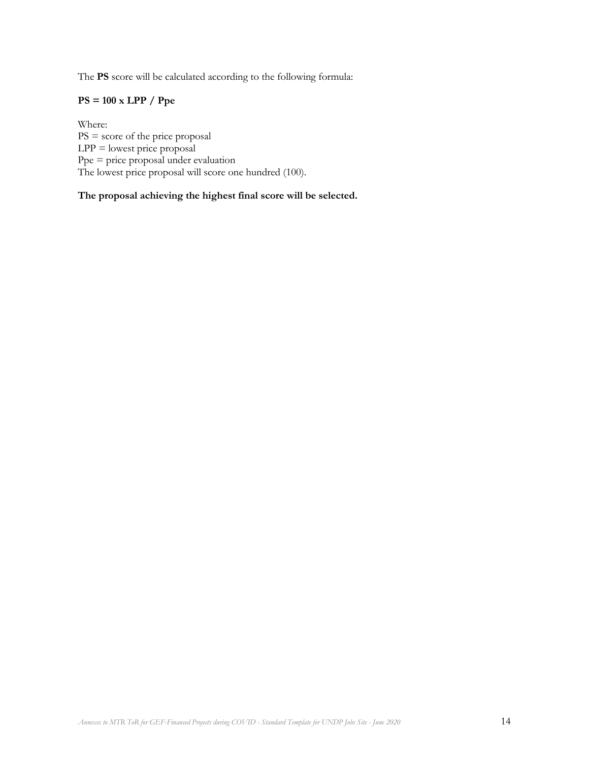The **PS** score will be calculated according to the following formula:

**PS = 100 x LPP / Ppe**

Where:
PS = score of the price proposal
LPP = lowest price proposal
Ppe = price proposal under evaluation
The lowest price proposal will score one hundred (100).

**The proposal achieving the highest final score will be selected.**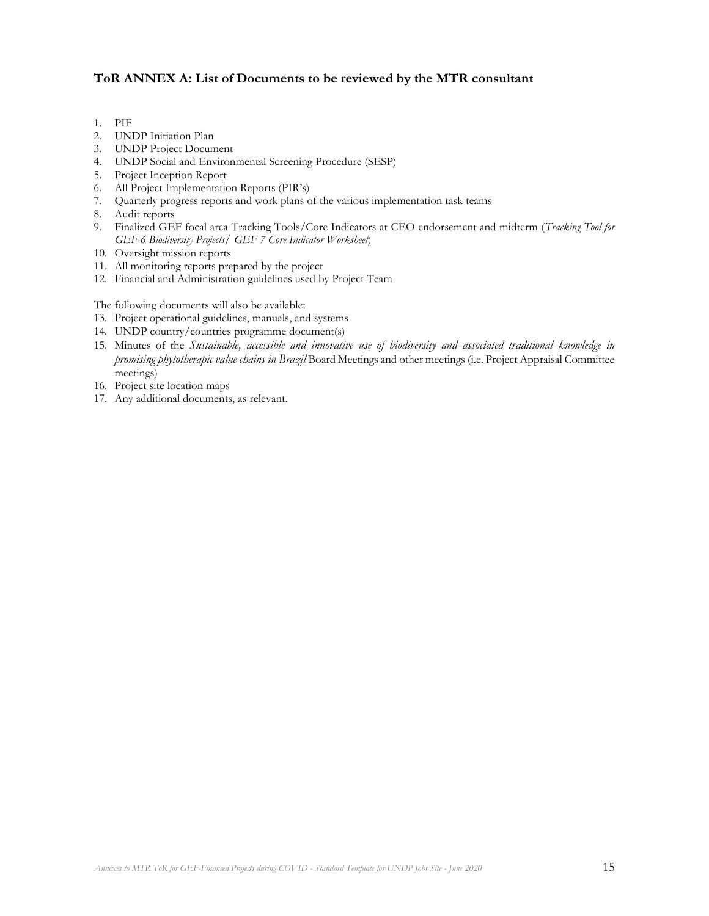### ToR ANNEX A: List of Documents to be reviewed by the MTR consultant

1. PIF
2. UNDP Initiation Plan
3. UNDP Project Document
4. UNDP Social and Environmental Screening Procedure (SESP)
5. Project Inception Report
6. All Project Implementation Reports (PIR's)
7. Quarterly progress reports and work plans of the various implementation task teams
8. Audit reports
9. Finalized GEF focal area Tracking Tools/Core Indicators at CEO endorsement and midterm (*Tracking Tool for GEF-6 Biodiversity Projects/ GEF 7 Core Indicator Worksheet*)
10. Oversight mission reports
11. All monitoring reports prepared by the project
12. Financial and Administration guidelines used by Project Team

The following documents will also be available:

13. Project operational guidelines, manuals, and systems
14. UNDP country/countries programme document(s)
15. Minutes of the *Sustainable, accessible and innovative use of biodiversity and associated traditional knowledge in promising phytotherapic value chains in Brazil* Board Meetings and other meetings (i.e. Project Appraisal Committee meetings)
16. Project site location maps
17. Any additional documents, as relevant.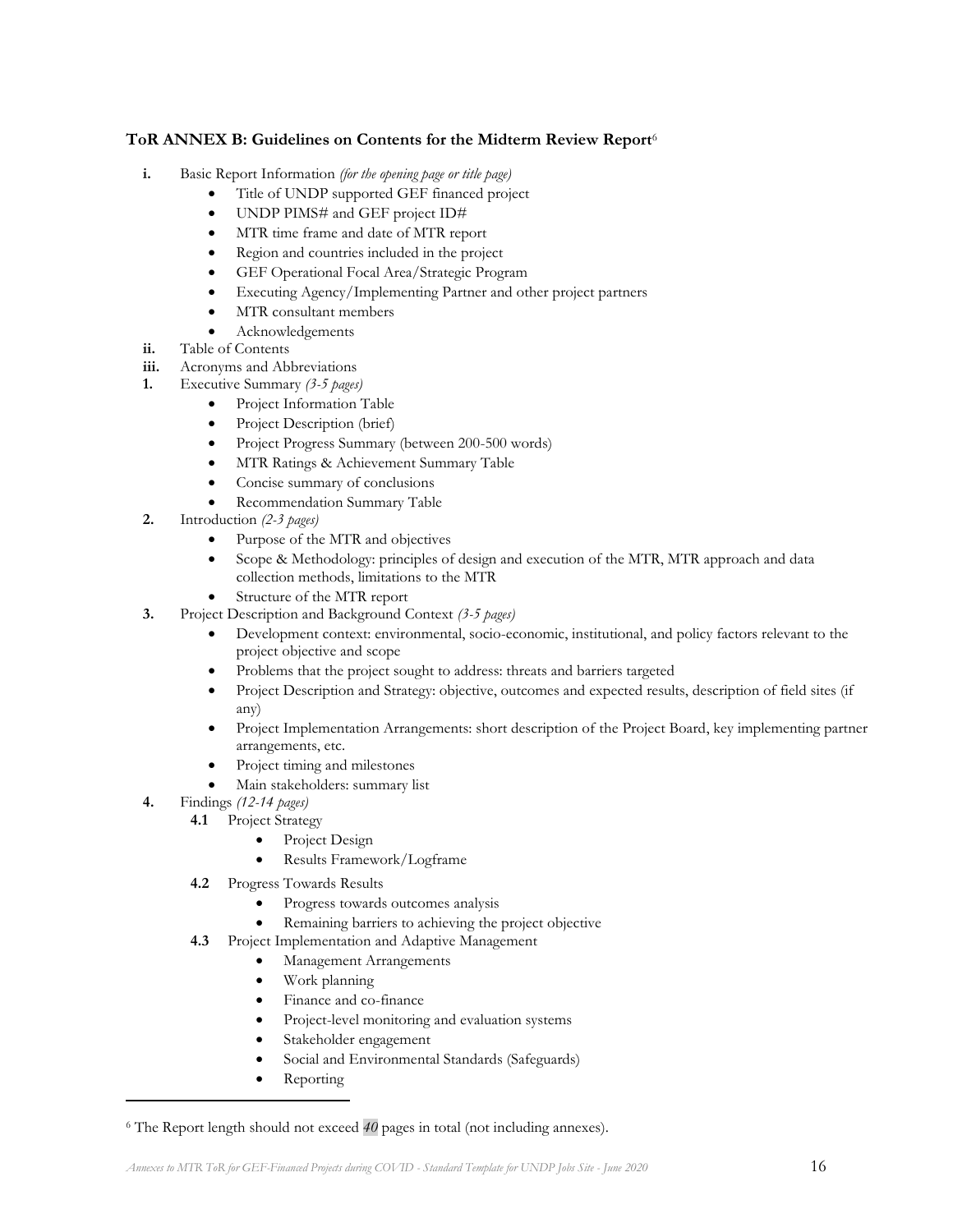### ToR ANNEX B: Guidelines on Contents for the Midterm Review Report[6]

**i.** Basic Report Information *(for the opening page or title page)*
- Title of UNDP supported GEF financed project
- UNDP PIMS# and GEF project ID#
- MTR time frame and date of MTR report
- Region and countries included in the project
- GEF Operational Focal Area/Strategic Program
- Executing Agency/Implementing Partner and other project partners
- MTR consultant members
- Acknowledgements

**ii.** Table of Contents

**iii.** Acronyms and Abbreviations

**1.** Executive Summary *(3-5 pages)*
- Project Information Table
- Project Description (brief)
- Project Progress Summary (between 200-500 words)
- MTR Ratings & Achievement Summary Table
- Concise summary of conclusions
- Recommendation Summary Table

**2.** Introduction *(2-3 pages)*
- Purpose of the MTR and objectives
- Scope & Methodology: principles of design and execution of the MTR, MTR approach and data collection methods, limitations to the MTR
- Structure of the MTR report

**3.** Project Description and Background Context *(3-5 pages)*
- Development context: environmental, socio-economic, institutional, and policy factors relevant to the project objective and scope
- Problems that the project sought to address: threats and barriers targeted
- Project Description and Strategy: objective, outcomes and expected results, description of field sites (if any)
- Project Implementation Arrangements: short description of the Project Board, key implementing partner arrangements, etc.
- Project timing and milestones
- Main stakeholders: summary list

**4.** Findings *(12-14 pages)*

**4.1** Project Strategy
- Project Design
- Results Framework/Logframe

**4.2** Progress Towards Results
- Progress towards outcomes analysis
- Remaining barriers to achieving the project objective

**4.3** Project Implementation and Adaptive Management
- Management Arrangements
- Work planning
- Finance and co-finance
- Project-level monitoring and evaluation systems
- Stakeholder engagement
- Social and Environmental Standards (Safeguards)
- Reporting

---

[6] The Report length should not exceed *40* pages in total (not including annexes).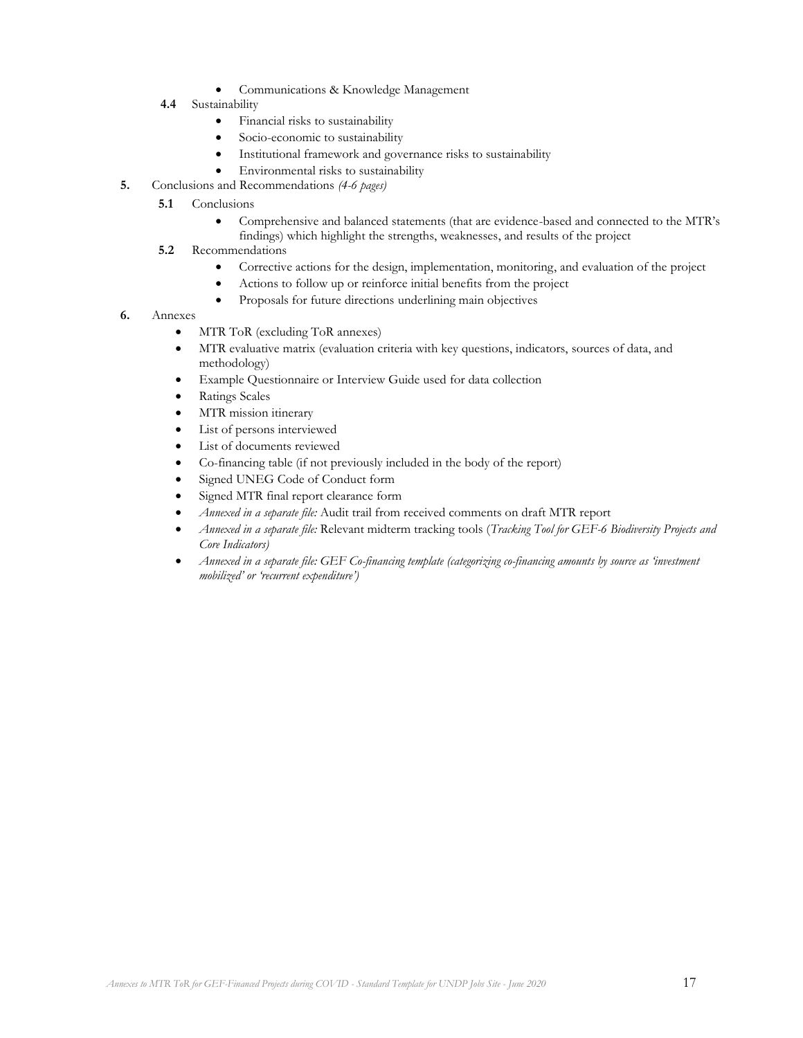- Communications & Knowledge Management

    **4.4** Sustainability
    - Financial risks to sustainability
    - Socio-economic to sustainability
    - Institutional framework and governance risks to sustainability
    - Environmental risks to sustainability

**5.** Conclusions and Recommendations *(4-6 pages)*

- **5.1** Conclusions
    - Comprehensive and balanced statements (that are evidence-based and connected to the MTR's findings) which highlight the strengths, weaknesses, and results of the project
- **5.2** Recommendations
    - Corrective actions for the design, implementation, monitoring, and evaluation of the project
    - Actions to follow up or reinforce initial benefits from the project
    - Proposals for future directions underlining main objectives

**6.** Annexes

- MTR ToR (excluding ToR annexes)
- MTR evaluative matrix (evaluation criteria with key questions, indicators, sources of data, and methodology)
- Example Questionnaire or Interview Guide used for data collection
- Ratings Scales
- MTR mission itinerary
- List of persons interviewed
- List of documents reviewed
- Co-financing table (if not previously included in the body of the report)
- Signed UNEG Code of Conduct form
- Signed MTR final report clearance form
- *Annexed in a separate file:* Audit trail from received comments on draft MTR report
- *Annexed in a separate file:* Relevant midterm tracking tools (*Tracking Tool for GEF-6 Biodiversity Projects and Core Indicators)*
- *Annexed in a separate file: GEF Co-financing template (categorizing co-financing amounts by source as 'investment mobilized' or 'recurrent expenditure')*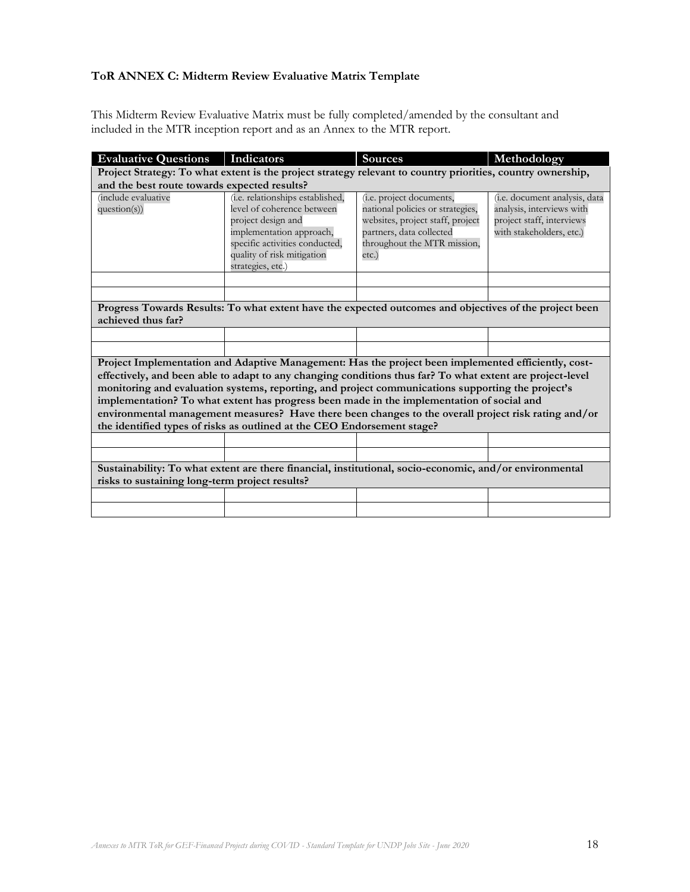**ToR ANNEX C: Midterm Review Evaluative Matrix Template**

This Midterm Review Evaluative Matrix must be fully completed/amended by the consultant and included in the MTR inception report and as an Annex to the MTR report.

| Evaluative Questions | Indicators | Sources | Methodology |
|---|---|---|---|
| **Project Strategy: To what extent is the project strategy relevant to country priorities, country ownership, and the best route towards expected results?** | | | |
| (include evaluative question(s)) | (i.e. relationships established, level of coherence between project design and implementation approach, specific activities conducted, quality of risk mitigation strategies, etc.) | (i.e. project documents, national policies or strategies, websites, project staff, project partners, data collected throughout the MTR mission, etc.) | (i.e. document analysis, data analysis, interviews with project staff, interviews with stakeholders, etc.) |
| | | | |
| | | | |
| **Progress Towards Results: To what extent have the expected outcomes and objectives of the project been achieved thus far?** | | | |
| | | | |
| | | | |
| **Project Implementation and Adaptive Management: Has the project been implemented efficiently, cost-effectively, and been able to adapt to any changing conditions thus far? To what extent are project-level monitoring and evaluation systems, reporting, and project communications supporting the project's implementation? To what extent has progress been made in the implementation of social and environmental management measures? Have there been changes to the overall project risk rating and/or the identified types of risks as outlined at the CEO Endorsement stage?** | | | |
| | | | |
| | | | |
| **Sustainability: To what extent are there financial, institutional, socio-economic, and/or environmental risks to sustaining long-term project results?** | | | |
| | | | |
| | | | |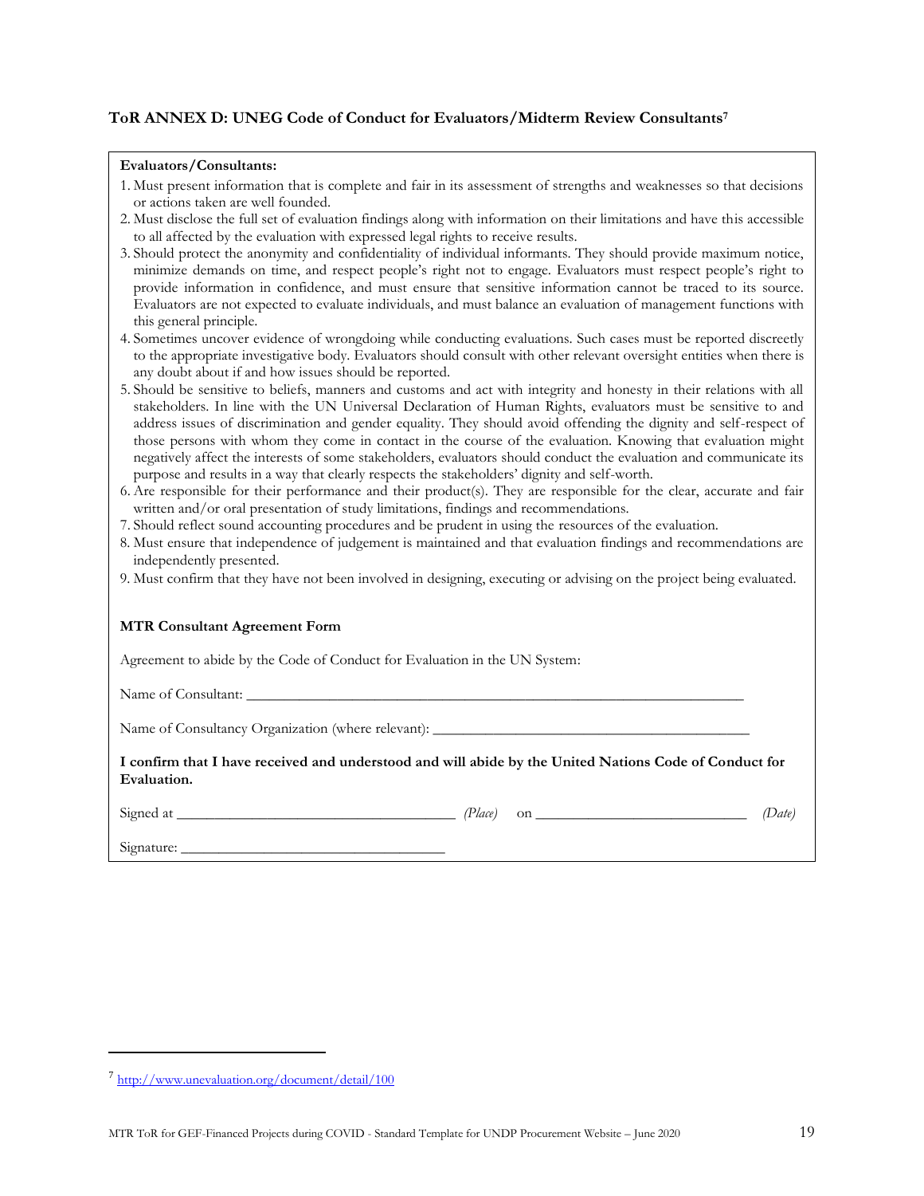## ToR ANNEX D: UNEG Code of Conduct for Evaluators/Midterm Review Consultants[7]

**Evaluators/Consultants:**

1. Must present information that is complete and fair in its assessment of strengths and weaknesses so that decisions or actions taken are well founded.
2. Must disclose the full set of evaluation findings along with information on their limitations and have this accessible to all affected by the evaluation with expressed legal rights to receive results.
3. Should protect the anonymity and confidentiality of individual informants. They should provide maximum notice, minimize demands on time, and respect people's right not to engage. Evaluators must respect people's right to provide information in confidence, and must ensure that sensitive information cannot be traced to its source. Evaluators are not expected to evaluate individuals, and must balance an evaluation of management functions with this general principle.
4. Sometimes uncover evidence of wrongdoing while conducting evaluations. Such cases must be reported discreetly to the appropriate investigative body. Evaluators should consult with other relevant oversight entities when there is any doubt about if and how issues should be reported.
5. Should be sensitive to beliefs, manners and customs and act with integrity and honesty in their relations with all stakeholders. In line with the UN Universal Declaration of Human Rights, evaluators must be sensitive to and address issues of discrimination and gender equality. They should avoid offending the dignity and self-respect of those persons with whom they come in contact in the course of the evaluation. Knowing that evaluation might negatively affect the interests of some stakeholders, evaluators should conduct the evaluation and communicate its purpose and results in a way that clearly respects the stakeholders' dignity and self-worth.
6. Are responsible for their performance and their product(s). They are responsible for the clear, accurate and fair written and/or oral presentation of study limitations, findings and recommendations.
7. Should reflect sound accounting procedures and be prudent in using the resources of the evaluation.
8. Must ensure that independence of judgement is maintained and that evaluation findings and recommendations are independently presented.
9. Must confirm that they have not been involved in designing, executing or advising on the project being evaluated.

**MTR Consultant Agreement Form**

Agreement to abide by the Code of Conduct for Evaluation in the UN System:

Name of Consultant: ___________________________________________________________________

Name of Consultancy Organization (where relevant): ________________________________________

**I confirm that I have received and understood and will abide by the United Nations Code of Conduct for Evaluation.**

Signed at _____________________________________ *(Place)* on ____________________________ *(Date)*

Signature: ___________________________________

---

[7] http://www.unevaluation.org/document/detail/100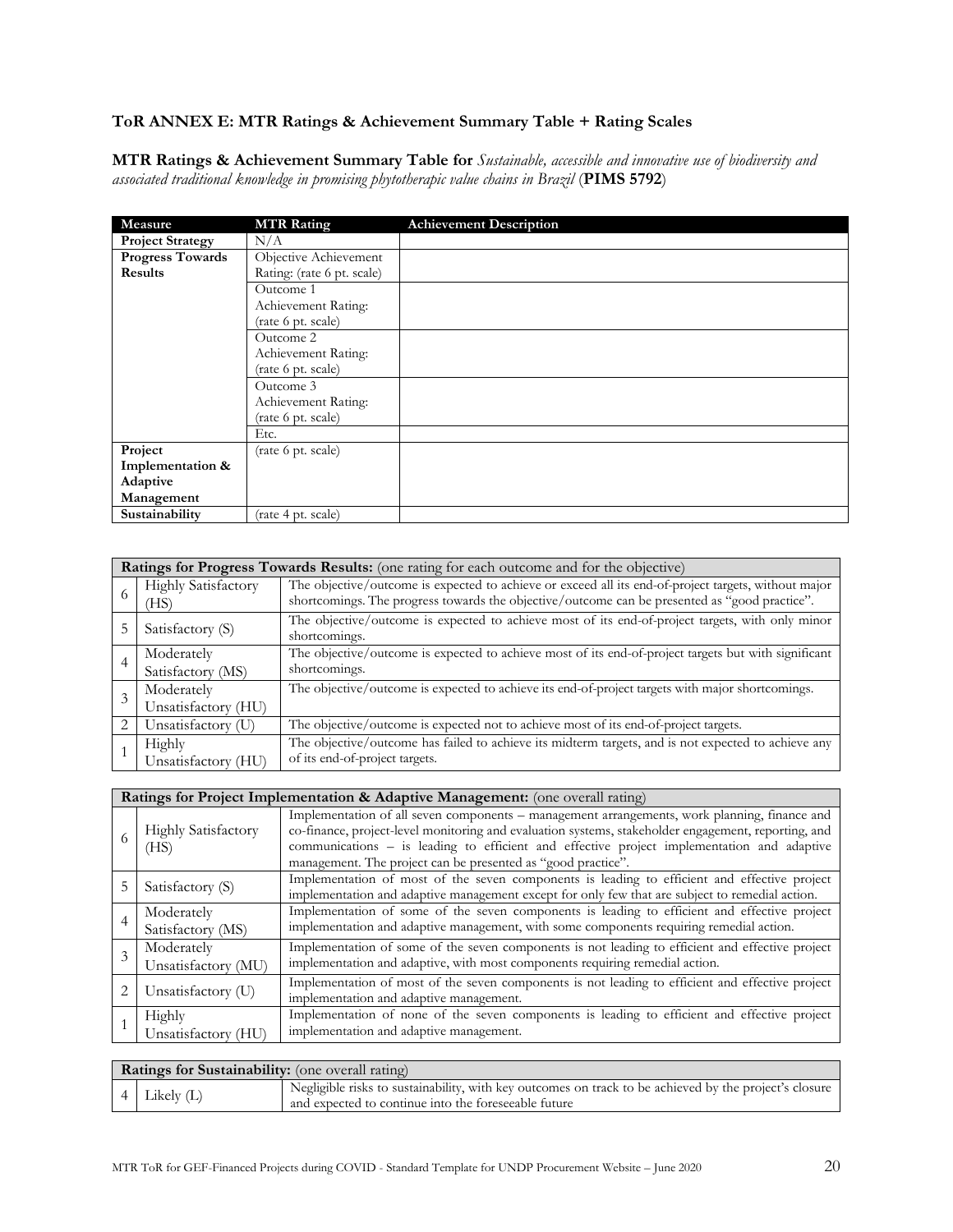### ToR ANNEX E: MTR Ratings & Achievement Summary Table + Rating Scales

**MTR Ratings & Achievement Summary Table for** *Sustainable, accessible and innovative use of biodiversity and associated traditional knowledge in promising phytotherapic value chains in Brazil* (**PIMS 5792**)

| Measure | MTR Rating | Achievement Description |
|---|---|---|
| **Project Strategy** | N/A | |
| **Progress Towards Results** | Objective Achievement Rating: (rate 6 pt. scale) | |
| | Outcome 1 Achievement Rating: (rate 6 pt. scale) | |
| | Outcome 2 Achievement Rating: (rate 6 pt. scale) | |
| | Outcome 3 Achievement Rating: (rate 6 pt. scale) | |
| | Etc. | |
| **Project Implementation & Adaptive Management** | (rate 6 pt. scale) | |
| **Sustainability** | (rate 4 pt. scale) | |

| **Ratings for Progress Towards Results:** (one rating for each outcome and for the objective) | | |
|---|---|---|
| 6 | Highly Satisfactory (HS) | The objective/outcome is expected to achieve or exceed all its end-of-project targets, without major shortcomings. The progress towards the objective/outcome can be presented as "good practice". |
| 5 | Satisfactory (S) | The objective/outcome is expected to achieve most of its end-of-project targets, with only minor shortcomings. |
| 4 | Moderately Satisfactory (MS) | The objective/outcome is expected to achieve most of its end-of-project targets but with significant shortcomings. |
| 3 | Moderately Unsatisfactory (HU) | The objective/outcome is expected to achieve its end-of-project targets with major shortcomings. |
| 2 | Unsatisfactory (U) | The objective/outcome is expected not to achieve most of its end-of-project targets. |
| 1 | Highly Unsatisfactory (HU) | The objective/outcome has failed to achieve its midterm targets, and is not expected to achieve any of its end-of-project targets. |

| **Ratings for Project Implementation & Adaptive Management:** (one overall rating) | | |
|---|---|---|
| 6 | Highly Satisfactory (HS) | Implementation of all seven components – management arrangements, work planning, finance and co-finance, project-level monitoring and evaluation systems, stakeholder engagement, reporting, and communications – is leading to efficient and effective project implementation and adaptive management. The project can be presented as "good practice". |
| 5 | Satisfactory (S) | Implementation of most of the seven components is leading to efficient and effective project implementation and adaptive management except for only few that are subject to remedial action. |
| 4 | Moderately Satisfactory (MS) | Implementation of some of the seven components is leading to efficient and effective project implementation and adaptive management, with some components requiring remedial action. |
| 3 | Moderately Unsatisfactory (MU) | Implementation of some of the seven components is not leading to efficient and effective project implementation and adaptive, with most components requiring remedial action. |
| 2 | Unsatisfactory (U) | Implementation of most of the seven components is not leading to efficient and effective project implementation and adaptive management. |
| 1 | Highly Unsatisfactory (HU) | Implementation of none of the seven components is leading to efficient and effective project implementation and adaptive management. |

| **Ratings for Sustainability:** (one overall rating) | | |
|---|---|---|
| 4 | Likely (L) | Negligible risks to sustainability, with key outcomes on track to be achieved by the project's closure and expected to continue into the foreseeable future |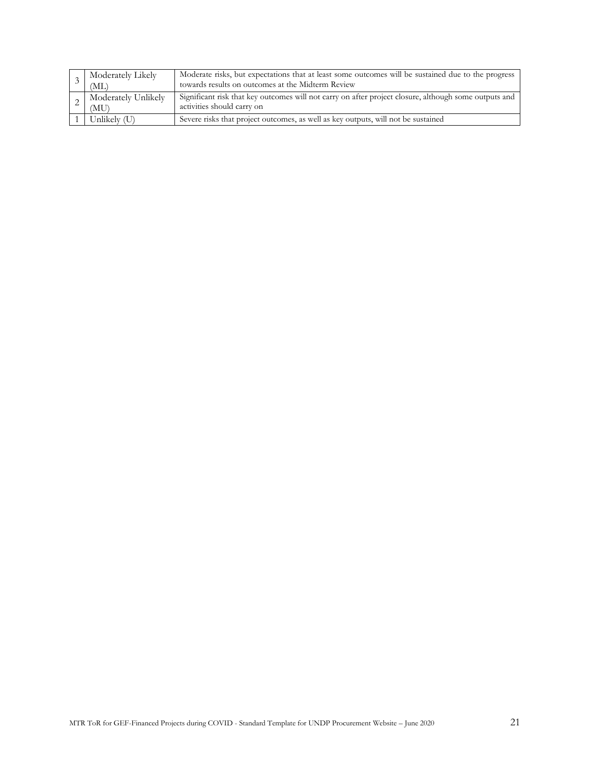| | | |
|---|---|---|
| 3 | Moderately Likely (ML) | Moderate risks, but expectations that at least some outcomes will be sustained due to the progress towards results on outcomes at the Midterm Review |
| 2 | Moderately Unlikely (MU) | Significant risk that key outcomes will not carry on after project closure, although some outputs and activities should carry on |
| 1 | Unlikely (U) | Severe risks that project outcomes, as well as key outputs, will not be sustained |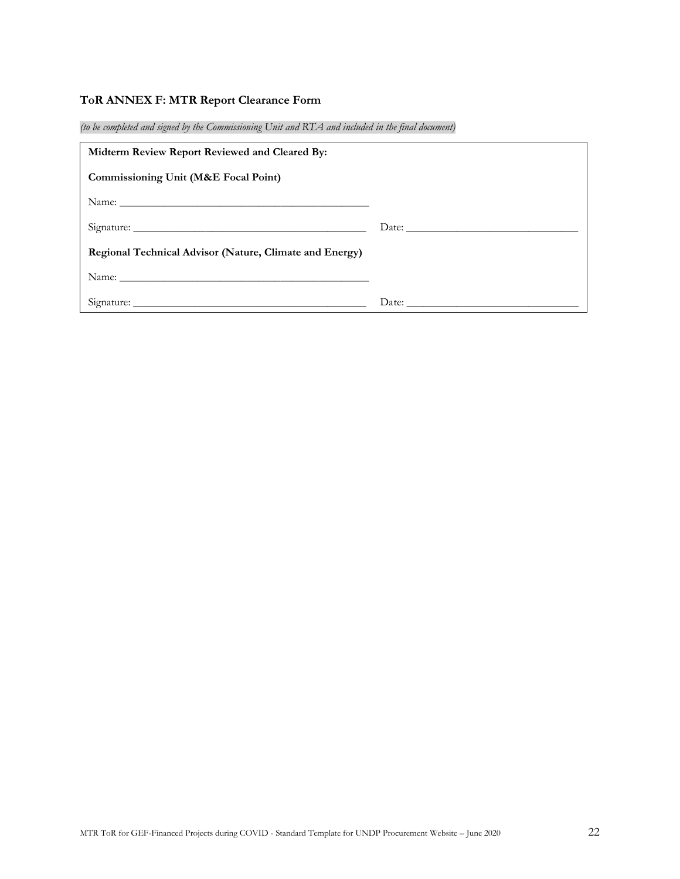### ToR ANNEX F: MTR Report Clearance Form

*(to be completed and signed by the Commissioning Unit and RTA and included in the final document)*

**Midterm Review Report Reviewed and Cleared By:**

**Commissioning Unit (M&E Focal Point)**

Name: _____________________________________________

Signature: __________________________________________ Date: _______________________________

**Regional Technical Advisor (Nature, Climate and Energy)**

Name: _____________________________________________

Signature: __________________________________________ Date: _______________________________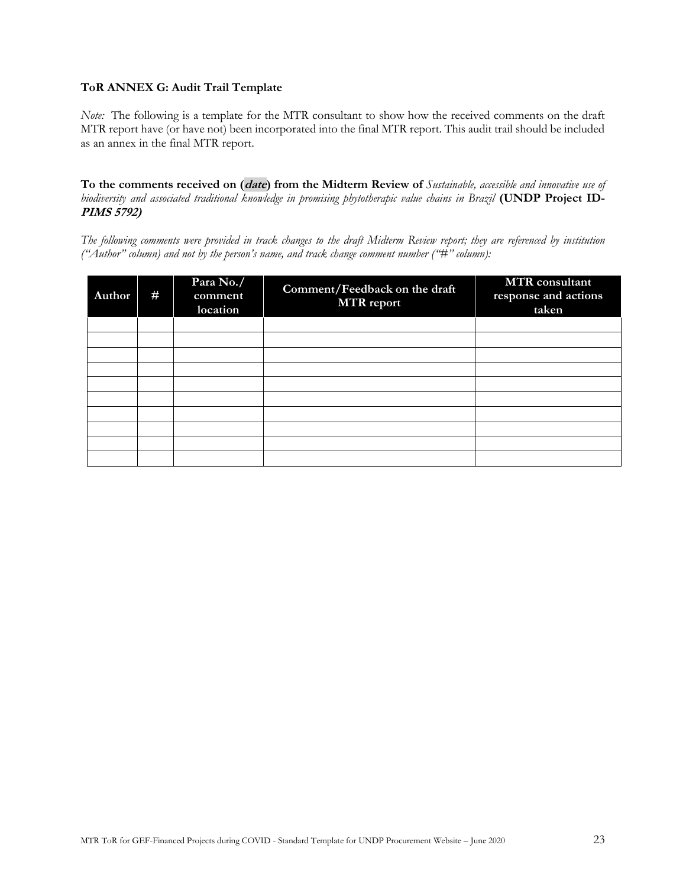**ToR ANNEX G: Audit Trail Template**

*Note:* The following is a template for the MTR consultant to show how the received comments on the draft MTR report have (or have not) been incorporated into the final MTR report. This audit trail should be included as an annex in the final MTR report.

**To the comments received on (*date*) from the Midterm Review of** *Sustainable, accessible and innovative use of biodiversity and associated traditional knowledge in promising phytotherapic value chains in Brazil* **(UNDP Project ID-*PIMS 5792*)**

*The following comments were provided in track changes to the draft Midterm Review report; they are referenced by institution ("Author" column) and not by the person's name, and track change comment number ("#" column):*

| Author | # | Para No./ comment location | Comment/Feedback on the draft MTR report | MTR consultant response and actions taken |
|---|---|---|---|---|
| | | | | |
| | | | | |
| | | | | |
| | | | | |
| | | | | |
| | | | | |
| | | | | |
| | | | | |
| | | | | |
| | | | | |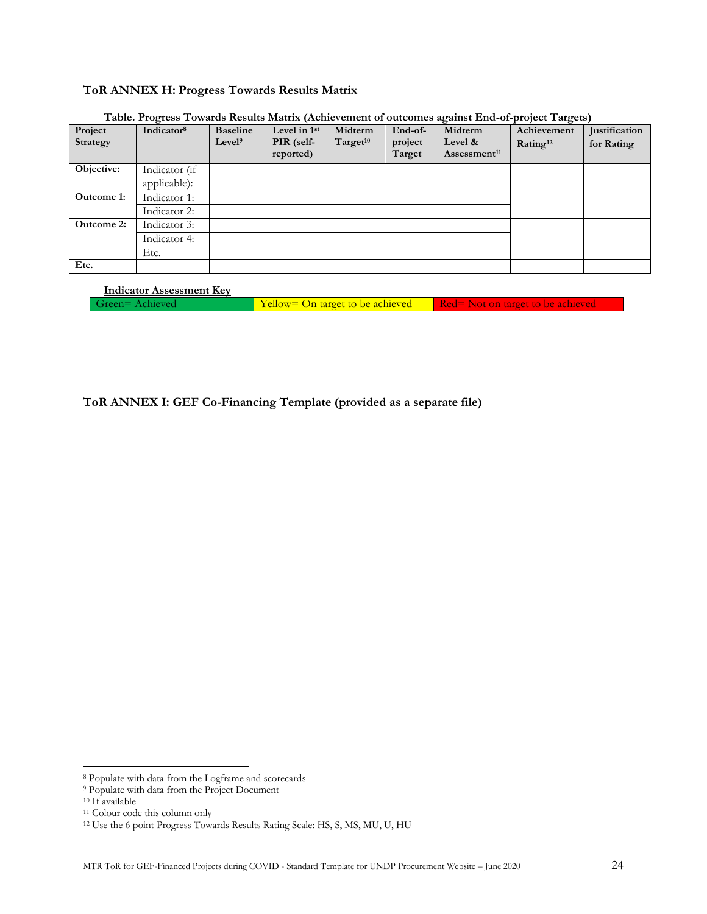### ToR ANNEX H: Progress Towards Results Matrix

**Table. Progress Towards Results Matrix (Achievement of outcomes against End-of-project Targets)**

| Project Strategy | Indicator[8] | Baseline Level[9] | Level in 1st PIR (self-reported) | Midterm Target[10] | End-of-project Target | Midterm Level & Assessment[11] | Achievement Rating[12] | Justification for Rating |
|---|---|---|---|---|---|---|---|---|
| **Objective:** | Indicator (if applicable): | | | | | | | |
| **Outcome 1:** | Indicator 1: | | | | | | | |
| | Indicator 2: | | | | | | | |
| **Outcome 2:** | Indicator 3: | | | | | | | |
| | Indicator 4: | | | | | | | |
| | Etc. | | | | | | | |
| **Etc.** | | | | | | | | |

**Indicator Assessment Key**

| Green= Achieved | Yellow= On target to be achieved | Red= Not on target to be achieved |
|---|---|---|

### ToR ANNEX I: GEF Co-Financing Template (provided as a separate file)

[8] Populate with data from the Logframe and scorecards

[9] Populate with data from the Project Document

[10] If available

[11] Colour code this column only

[12] Use the 6 point Progress Towards Results Rating Scale: HS, S, MS, MU, U, HU